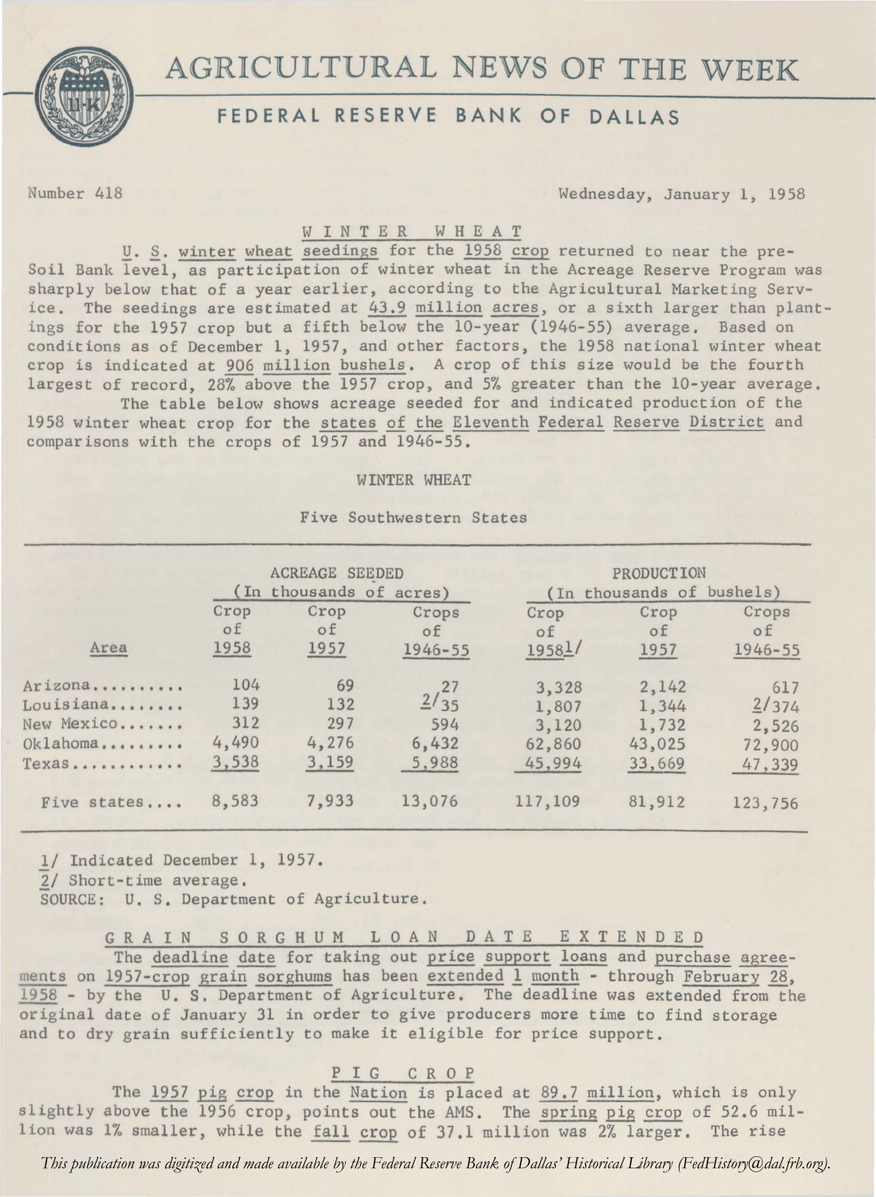# AGRICULTURAL NEWS OF THE WEEK

## FEDERAL RESERVE BANK OF DALLAS

Number 418 Wednesday, January 1, 1958

### WINTER WHEAT

U. S. winter wheat seedings for the 1958 crop returned to near the pre-Soil Bank level, as participation of winter wheat in the Acreage Reserve Program was sharply below that of a year earlier, according to the Agricultural Marketing Service. The seedings are estimated at 43.9 million acres, or a sixth larger than plantings for the 1957 crop but a fifth below the 10-year (1946-55) average. Based on conditions as of December 1, 1957, and other factors, the 1958 national winter wheat crop is indicated at 906 million bushels. A crop of this size would be the fourth largest of record, 28% above the 1957 crop, and 5% greater than the 10-year average.

The table below shows acreage seeded for and indicated production of the 1958 winter wheat crop for the states of the Eleventh Federal Reserve District and comparisons with the crops of 1957 and 1946-55.

WINTER WHEAT

Five Southwestern States

| Area | ACREAGE SEEDED (In thousands of acres) | | | PRODUCTION (In thousands of bushels) | | |
|---|---|---|---|---|---|---|
| | Crop of 1958 | Crop of 1957 | Crops of 1946-55 | Crop of 1958[1] | Crop of 1957 | Crops of 1946-55 |
| Arizona | 104 | 69 | 27 | 3,328 | 2,142 | 617 |
| Louisiana | 139 | 132 | [2]35 | 1,807 | 1,344 | [2]374 |
| New Mexico | 312 | 297 | 594 | 3,120 | 1,732 | 2,526 |
| Oklahoma | 4,490 | 4,276 | 6,432 | 62,860 | 43,025 | 72,900 |
| Texas | 3,538 | 3,159 | 5,988 | 45,994 | 33,669 | 47,339 |
| Five states | 8,583 | 7,933 | 13,076 | 117,109 | 81,912 | 123,756 |

1/ Indicated December 1, 1957.
2/ Short-time average.
SOURCE: U. S. Department of Agriculture.

### GRAIN SORGHUM LOAN DATE EXTENDED

The deadline date for taking out price support loans and purchase agreements on 1957-crop grain sorghums has been extended 1 month - through February 28, 1958 - by the U. S. Department of Agriculture. The deadline was extended from the original date of January 31 in order to give producers more time to find storage and to dry grain sufficiently to make it eligible for price support.

### PIG CROP

The 1957 pig crop in the Nation is placed at 89.7 million, which is only slightly above the 1956 crop, points out the AMS. The spring pig crop of 52.6 million was 1% smaller, while the fall crop of 37.1 million was 2% larger. The rise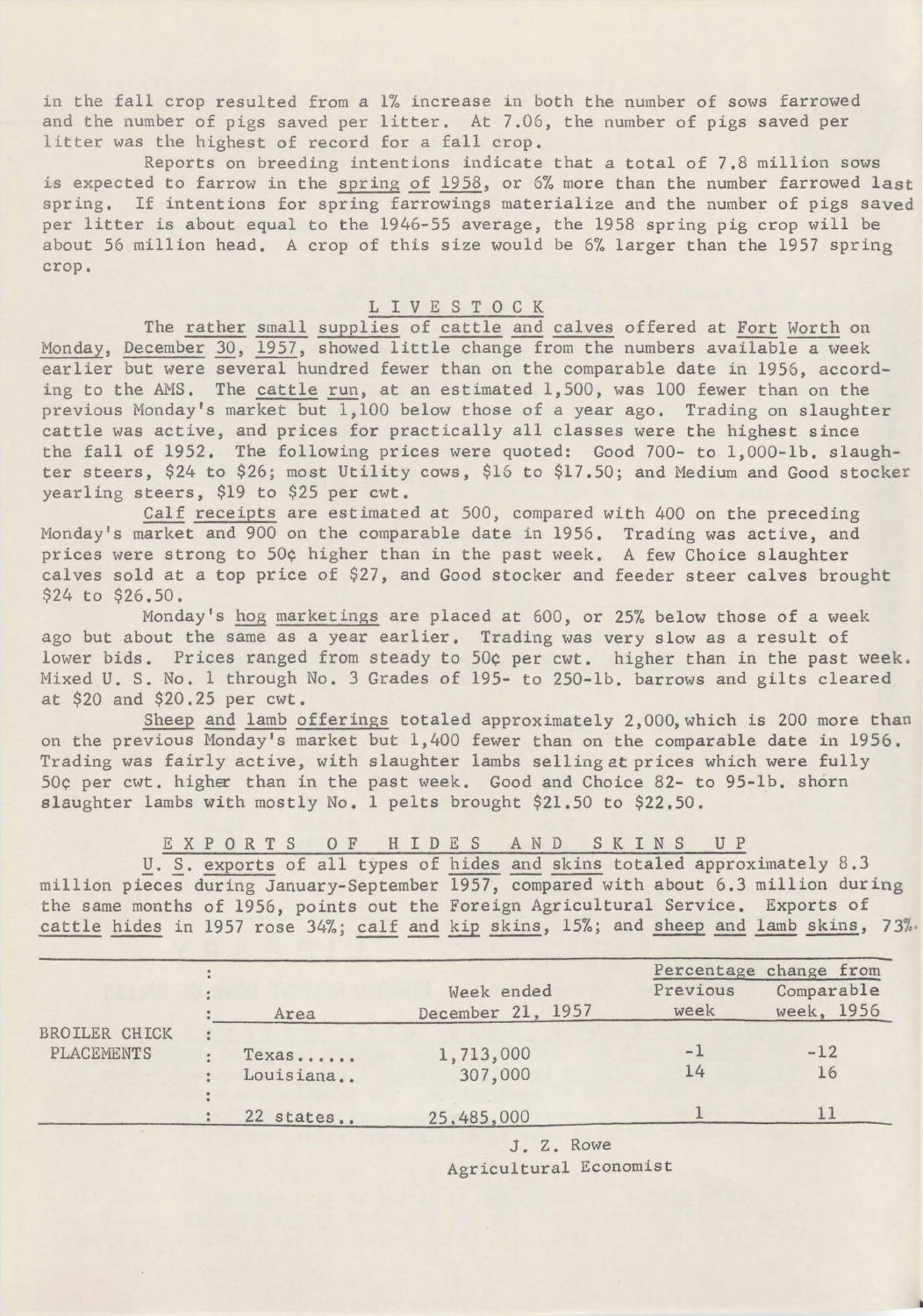in the fall crop resulted from a 1% increase in both the number of sows farrowed and the number of pigs saved per litter. At 7.06, the number of pigs saved per litter was the highest of record for a fall crop.

Reports on breeding intentions indicate that a total of 7.8 million sows is expected to farrow in the spring of 1958, or 6% more than the number farrowed last spring. If intentions for spring farrowings materialize and the number of pigs saved per litter is about equal to the 1946-55 average, the 1958 spring pig crop will be about 56 million head. A crop of this size would be 6% larger than the 1957 spring crop.

## LIVESTOCK

The rather small supplies of cattle and calves offered at Fort Worth on Monday, December 30, 1957, showed little change from the numbers available a week earlier but were several hundred fewer than on the comparable date in 1956, according to the AMS. The cattle run, at an estimated 1,500, was 100 fewer than on the previous Monday's market but 1,100 below those of a year ago. Trading on slaughter cattle was active, and prices for practically all classes were the highest since the fall of 1952. The following prices were quoted: Good 700- to 1,000-lb. slaughter steers, $24 to $26; most Utility cows, $16 to $17.50; and Medium and Good stocker yearling steers, $19 to $25 per cwt.

Calf receipts are estimated at 500, compared with 400 on the preceding Monday's market and 900 on the comparable date in 1956. Trading was active, and prices were strong to 50¢ higher than in the past week. A few Choice slaughter calves sold at a top price of $27, and Good stocker and feeder steer calves brought $24 to $26.50.

Monday's hog marketings are placed at 600, or 25% below those of a week ago but about the same as a year earlier. Trading was very slow as a result of lower bids. Prices ranged from steady to 50¢ per cwt. higher than in the past week. Mixed U. S. No. 1 through No. 3 Grades of 195- to 250-lb. barrows and gilts cleared at $20 and $20.25 per cwt.

Sheep and lamb offerings totaled approximately 2,000, which is 200 more than on the previous Monday's market but 1,400 fewer than on the comparable date in 1956. Trading was fairly active, with slaughter lambs selling at prices which were fully 50¢ per cwt. higher than in the past week. Good and Choice 82- to 95-lb. shorn slaughter lambs with mostly No. 1 pelts brought $21.50 to $22.50.

## EXPORTS OF HIDES AND SKINS UP

U. S. exports of all types of hides and skins totaled approximately 8.3 million pieces during January-September 1957, compared with about 6.3 million during the same months of 1956, points out the Foreign Agricultural Service. Exports of cattle hides in 1957 rose 34%; calf and kip skins, 15%; and sheep and lamb skins, 73%.

| | Area | Week ended December 21, 1957 | Percentage change from Previous week | Comparable week, 1956 |
|---|---|---|---|---|
| BROILER CHICK PLACEMENTS | Texas...... | 1,713,000 | -1 | -12 |
| | Louisiana.. | 307,000 | 14 | 16 |
| | 22 states.. | 25,485,000 | 1 | 11 |

J. Z. Rowe
Agricultural Economist